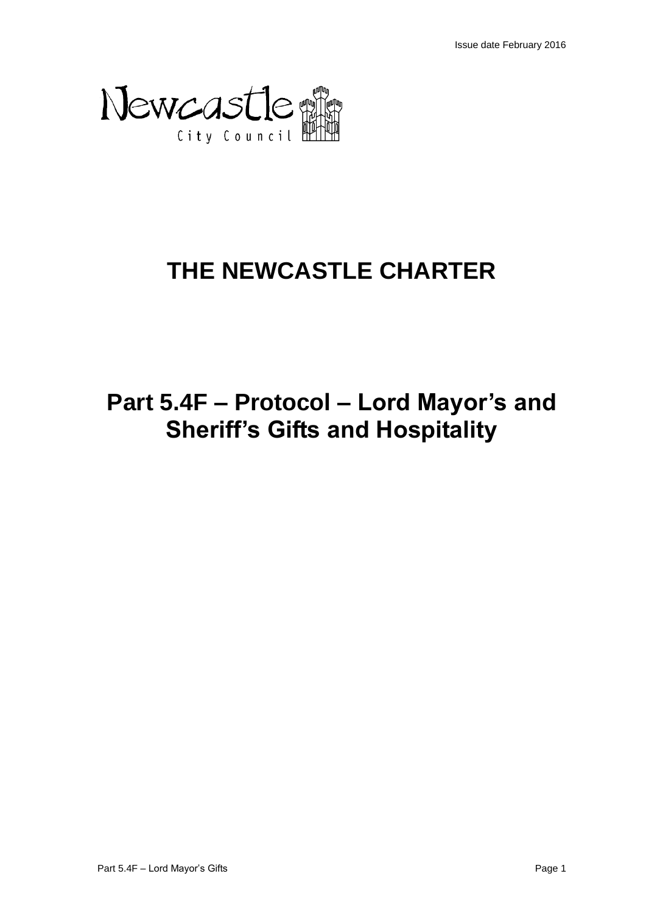Issue date February 2016

Newcastle City Council

# THE NEWCASTLE CHARTER

# Part 5.4F – Protocol – Lord Mayor's and Sheriff's Gifts and Hospitality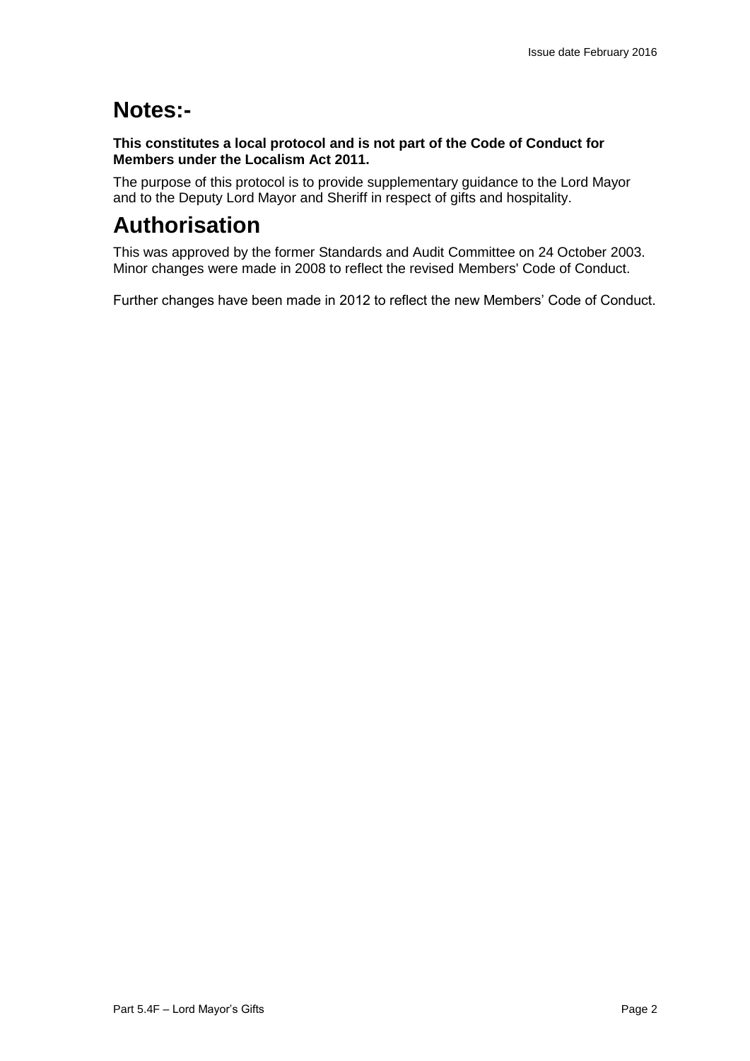# Notes:-

**This constitutes a local protocol and is not part of the Code of Conduct for Members under the Localism Act 2011.**

The purpose of this protocol is to provide supplementary guidance to the Lord Mayor and to the Deputy Lord Mayor and Sheriff in respect of gifts and hospitality.

# Authorisation

This was approved by the former Standards and Audit Committee on 24 October 2003. Minor changes were made in 2008 to reflect the revised Members' Code of Conduct.

Further changes have been made in 2012 to reflect the new Members' Code of Conduct.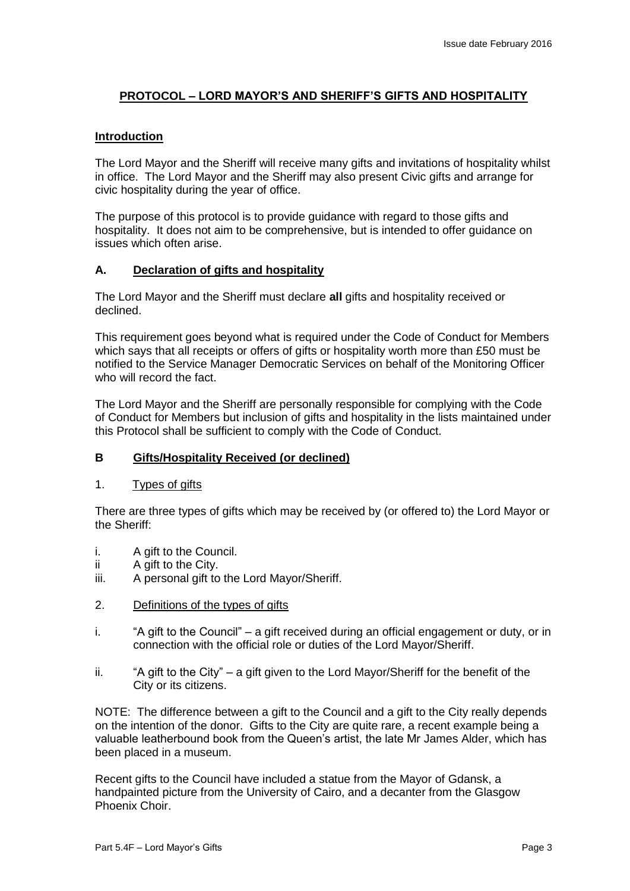# PROTOCOL – LORD MAYOR'S AND SHERIFF'S GIFTS AND HOSPITALITY

## Introduction

The Lord Mayor and the Sheriff will receive many gifts and invitations of hospitality whilst in office. The Lord Mayor and the Sheriff may also present Civic gifts and arrange for civic hospitality during the year of office.

The purpose of this protocol is to provide guidance with regard to those gifts and hospitality. It does not aim to be comprehensive, but is intended to offer guidance on issues which often arise.

## A. Declaration of gifts and hospitality

The Lord Mayor and the Sheriff must declare **all** gifts and hospitality received or declined.

This requirement goes beyond what is required under the Code of Conduct for Members which says that all receipts or offers of gifts or hospitality worth more than £50 must be notified to the Service Manager Democratic Services on behalf of the Monitoring Officer who will record the fact.

The Lord Mayor and the Sheriff are personally responsible for complying with the Code of Conduct for Members but inclusion of gifts and hospitality in the lists maintained under this Protocol shall be sufficient to comply with the Code of Conduct.

## B Gifts/Hospitality Received (or declined)

### 1. Types of gifts

There are three types of gifts which may be received by (or offered to) the Lord Mayor or the Sheriff:

i. A gift to the Council.
ii A gift to the City.
iii. A personal gift to the Lord Mayor/Sheriff.

### 2. Definitions of the types of gifts

i. "A gift to the Council" – a gift received during an official engagement or duty, or in connection with the official role or duties of the Lord Mayor/Sheriff.

ii. "A gift to the City" – a gift given to the Lord Mayor/Sheriff for the benefit of the City or its citizens.

NOTE: The difference between a gift to the Council and a gift to the City really depends on the intention of the donor. Gifts to the City are quite rare, a recent example being a valuable leatherbound book from the Queen's artist, the late Mr James Alder, which has been placed in a museum.

Recent gifts to the Council have included a statue from the Mayor of Gdansk, a handpainted picture from the University of Cairo, and a decanter from the Glasgow Phoenix Choir.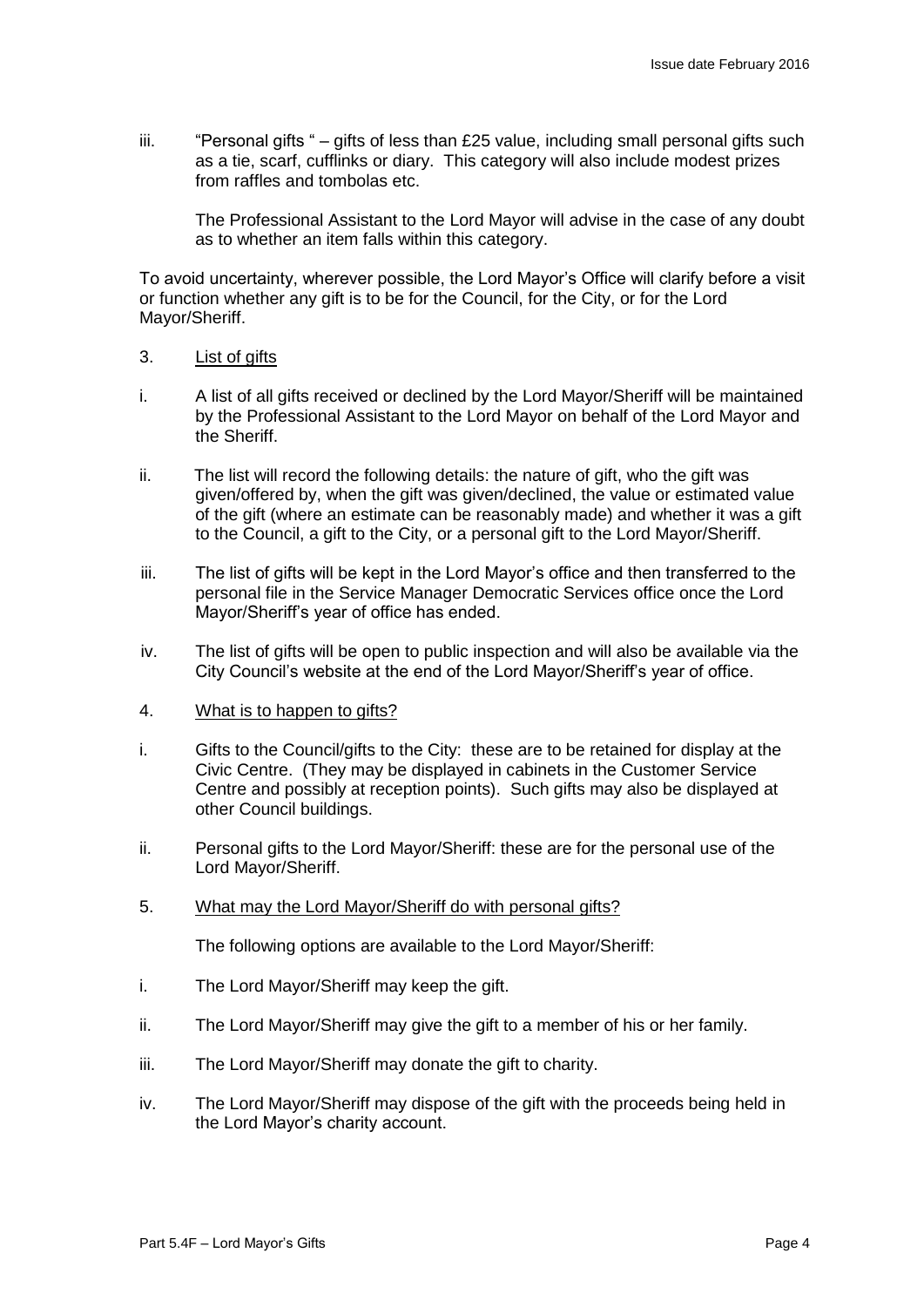iii. "Personal gifts " – gifts of less than £25 value, including small personal gifts such as a tie, scarf, cufflinks or diary. This category will also include modest prizes from raffles and tombolas etc.

The Professional Assistant to the Lord Mayor will advise in the case of any doubt as to whether an item falls within this category.

To avoid uncertainty, wherever possible, the Lord Mayor's Office will clarify before a visit or function whether any gift is to be for the Council, for the City, or for the Lord Mayor/Sheriff.

3. <u>List of gifts</u>

i. A list of all gifts received or declined by the Lord Mayor/Sheriff will be maintained by the Professional Assistant to the Lord Mayor on behalf of the Lord Mayor and the Sheriff.

ii. The list will record the following details: the nature of gift, who the gift was given/offered by, when the gift was given/declined, the value or estimated value of the gift (where an estimate can be reasonably made) and whether it was a gift to the Council, a gift to the City, or a personal gift to the Lord Mayor/Sheriff.

iii. The list of gifts will be kept in the Lord Mayor's office and then transferred to the personal file in the Service Manager Democratic Services office once the Lord Mayor/Sheriff's year of office has ended.

iv. The list of gifts will be open to public inspection and will also be available via the City Council's website at the end of the Lord Mayor/Sheriff's year of office.

4. <u>What is to happen to gifts?</u>

i. Gifts to the Council/gifts to the City: these are to be retained for display at the Civic Centre. (They may be displayed in cabinets in the Customer Service Centre and possibly at reception points). Such gifts may also be displayed at other Council buildings.

ii. Personal gifts to the Lord Mayor/Sheriff: these are for the personal use of the Lord Mayor/Sheriff.

5. <u>What may the Lord Mayor/Sheriff do with personal gifts?</u>

The following options are available to the Lord Mayor/Sheriff:

i. The Lord Mayor/Sheriff may keep the gift.

ii. The Lord Mayor/Sheriff may give the gift to a member of his or her family.

iii. The Lord Mayor/Sheriff may donate the gift to charity.

iv. The Lord Mayor/Sheriff may dispose of the gift with the proceeds being held in the Lord Mayor's charity account.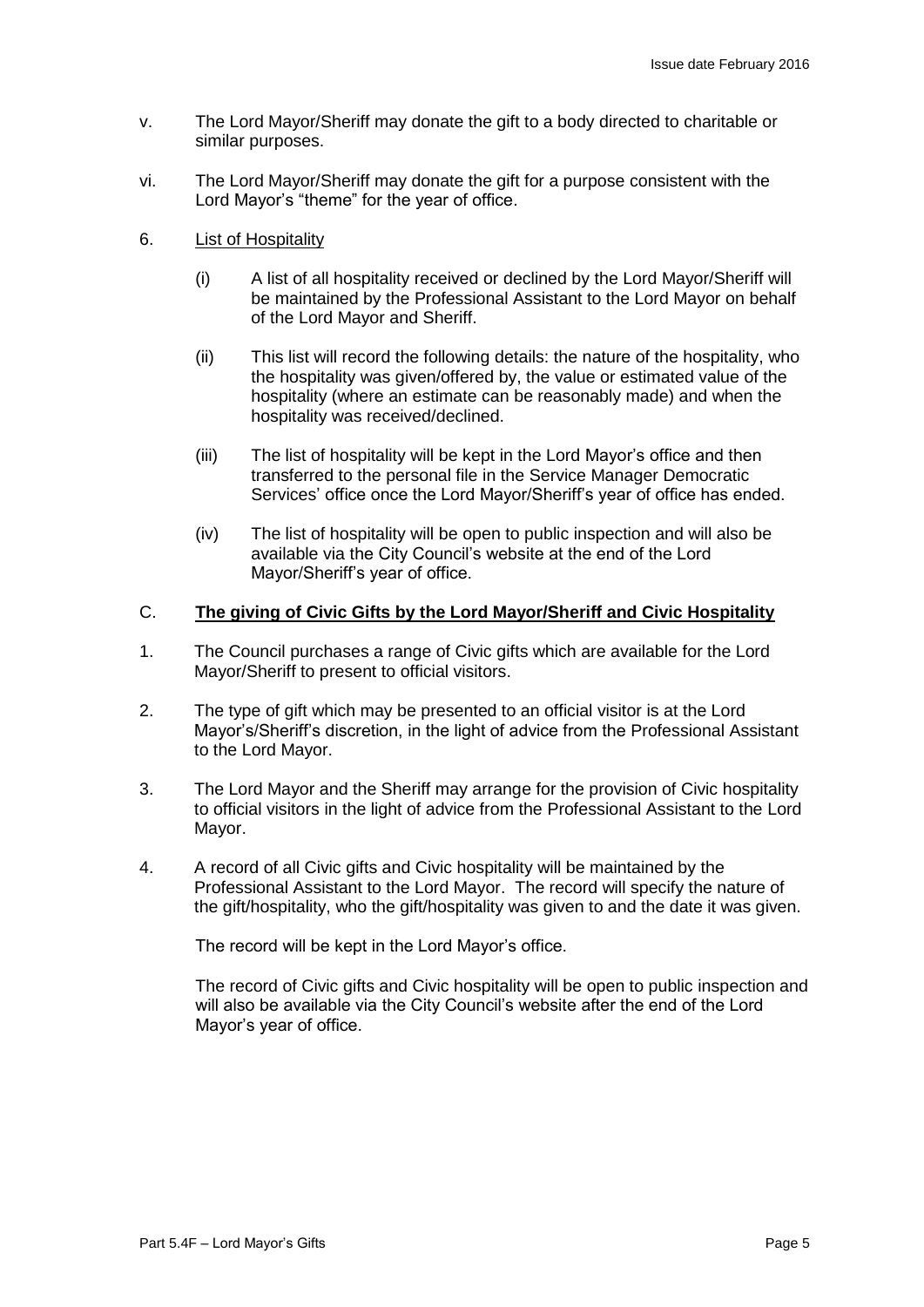v. The Lord Mayor/Sheriff may donate the gift to a body directed to charitable or similar purposes.

vi. The Lord Mayor/Sheriff may donate the gift for a purpose consistent with the Lord Mayor's "theme" for the year of office.

6. List of Hospitality

(i) A list of all hospitality received or declined by the Lord Mayor/Sheriff will be maintained by the Professional Assistant to the Lord Mayor on behalf of the Lord Mayor and Sheriff.

(ii) This list will record the following details: the nature of the hospitality, who the hospitality was given/offered by, the value or estimated value of the hospitality (where an estimate can be reasonably made) and when the hospitality was received/declined.

(iii) The list of hospitality will be kept in the Lord Mayor's office and then transferred to the personal file in the Service Manager Democratic Services' office once the Lord Mayor/Sheriff's year of office has ended.

(iv) The list of hospitality will be open to public inspection and will also be available via the City Council's website at the end of the Lord Mayor/Sheriff's year of office.

## C. The giving of Civic Gifts by the Lord Mayor/Sheriff and Civic Hospitality

1. The Council purchases a range of Civic gifts which are available for the Lord Mayor/Sheriff to present to official visitors.

2. The type of gift which may be presented to an official visitor is at the Lord Mayor's/Sheriff's discretion, in the light of advice from the Professional Assistant to the Lord Mayor.

3. The Lord Mayor and the Sheriff may arrange for the provision of Civic hospitality to official visitors in the light of advice from the Professional Assistant to the Lord Mayor.

4. A record of all Civic gifts and Civic hospitality will be maintained by the Professional Assistant to the Lord Mayor. The record will specify the nature of the gift/hospitality, who the gift/hospitality was given to and the date it was given.

   The record will be kept in the Lord Mayor's office.

   The record of Civic gifts and Civic hospitality will be open to public inspection and will also be available via the City Council's website after the end of the Lord Mayor's year of office.